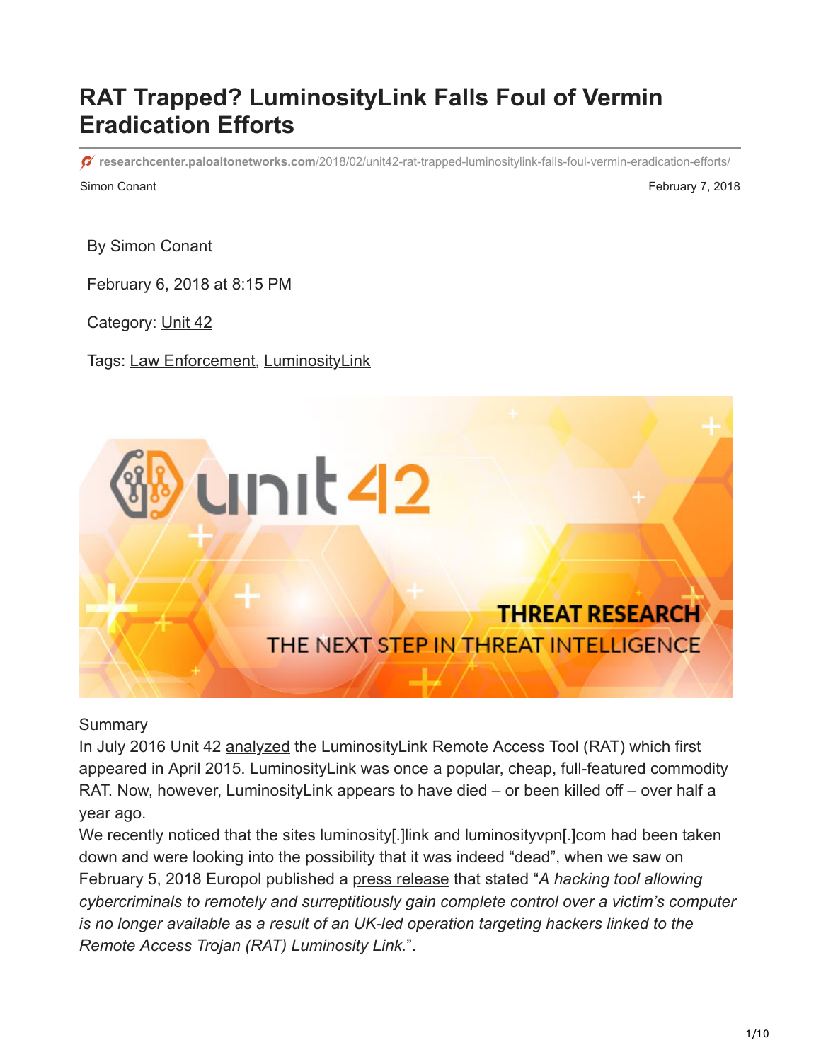# RAT Trapped? LuminosityLink Falls Foul of Vermin Eradication Efforts

researchcenter.paloaltonetworks.com/2018/02/unit42-rat-trapped-luminositylink-falls-foul-vermin-eradication-efforts/

Simon Conant

February 7, 2018

By Simon Conant

February 6, 2018 at 8:15 PM

Category: Unit 42

Tags: Law Enforcement, LuminosityLink

Summary

In July 2016 Unit 42 analyzed the LuminosityLink Remote Access Tool (RAT) which first appeared in April 2015. LuminosityLink was once a popular, cheap, full-featured commodity RAT. Now, however, LuminosityLink appears to have died – or been killed off – over half a year ago.

We recently noticed that the sites luminosity[.]link and luminosityvpn[.]com had been taken down and were looking into the possibility that it was indeed "dead", when we saw on February 5, 2018 Europol published a press release that stated "*A hacking tool allowing cybercriminals to remotely and surreptitiously gain complete control over a victim's computer is no longer available as a result of an UK-led operation targeting hackers linked to the Remote Access Trojan (RAT) Luminosity Link.*".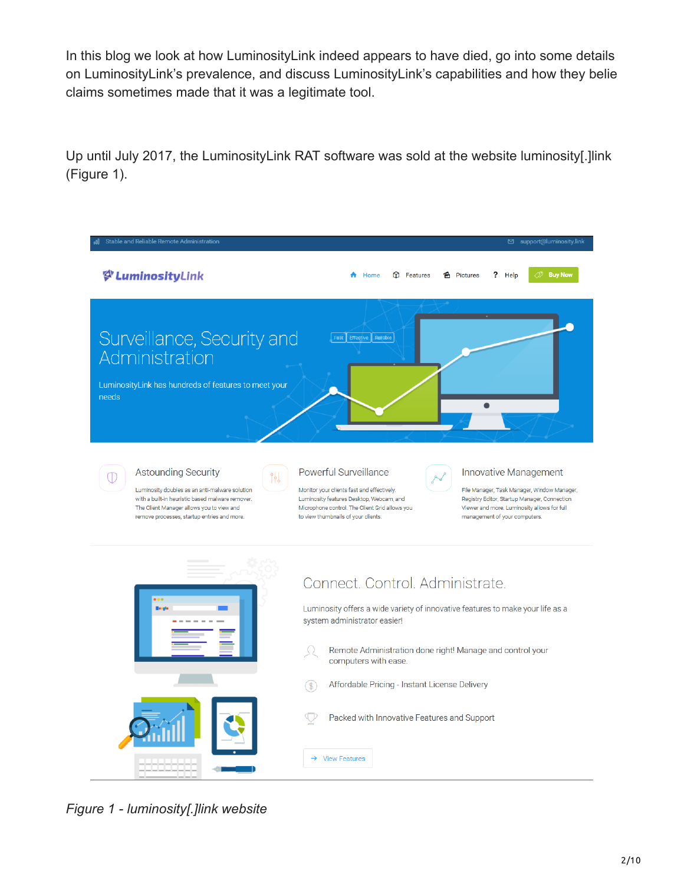In this blog we look at how LuminosityLink indeed appears to have died, go into some details on LuminosityLink's prevalence, and discuss LuminosityLink's capabilities and how they belie claims sometimes made that it was a legitimate tool.

Up until July 2017, the LuminosityLink RAT software was sold at the website luminosity[.]link (Figure 1).

*Figure 1 - luminosity[.]link website*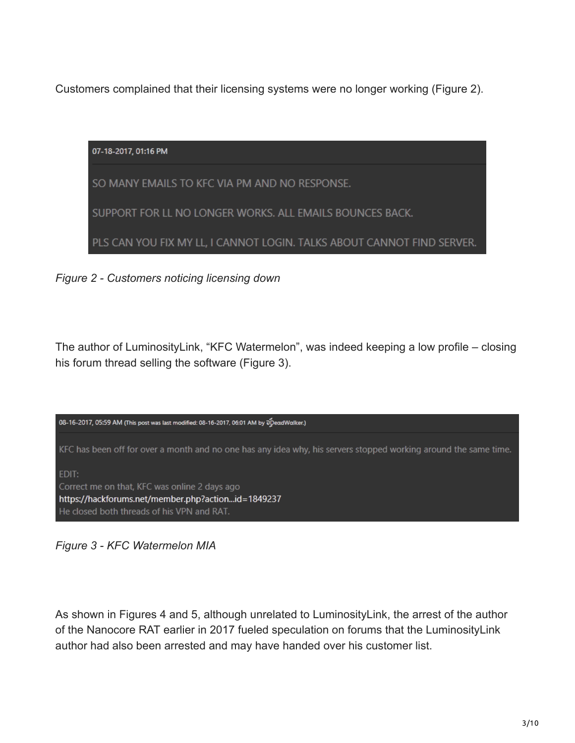Customers complained that their licensing systems were no longer working (Figure 2).

> 07-18-2017, 01:16 PM
>
> SO MANY EMAILS TO KFC VIA PM AND NO RESPONSE.
>
> SUPPORT FOR LL NO LONGER WORKS. ALL EMAILS BOUNCES BACK.
>
> PLS CAN YOU FIX MY LL, I CANNOT LOGIN. TALKS ABOUT CANNOT FIND SERVER.

*Figure 2 - Customers noticing licensing down*

The author of LuminosityLink, "KFC Watermelon", was indeed keeping a low profile – closing his forum thread selling the software (Figure 3).

> 08-16-2017, 05:59 AM (This post was last modified: 08-16-2017, 06:01 AM by DeadWalker.)
>
> KFC has been off for over a month and no one has any idea why, his servers stopped working around the same time.
>
> EDIT:
> Correct me on that, KFC was online 2 days ago
> https://hackforums.net/member.php?action...id=1849237
> He closed both threads of his VPN and RAT.

*Figure 3 - KFC Watermelon MIA*

As shown in Figures 4 and 5, although unrelated to LuminosityLink, the arrest of the author of the Nanocore RAT earlier in 2017 fueled speculation on forums that the LuminosityLink author had also been arrested and may have handed over his customer list.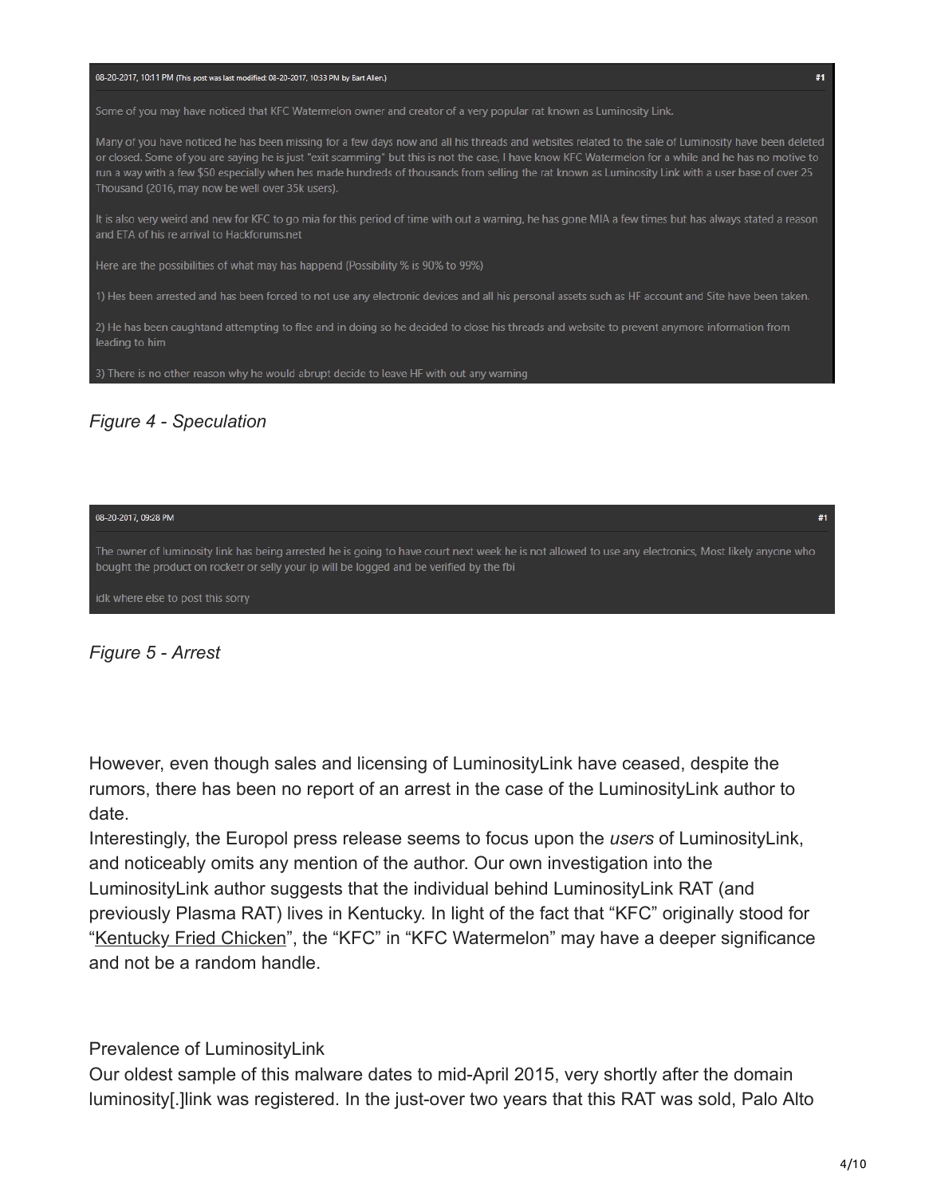08-20-2017, 10:11 PM (This post was last modified: 08-20-2017, 10:33 PM by Bart Allen.) #1

Some of you may have noticed that KFC Watermelon owner and creator of a very popular rat known as Luminosity Link.

Many of you have noticed he has been missing for a few days now and all his threads and websites related to the sale of Luminosity have been deleted or closed. Some of you are saying he is just "exit scamming" but this is not the case, I have know KFC Watermelon for a while and he has no motive to run a way with a few $50 especially when hes made hundreds of thousands from selling the rat known as Luminosity Link with a user base of over 25 Thousand (2016, may now be well over 35k users).

It is also very weird and new for KFC to go mia for this period of time with out a warning, he has gone MIA a few times but has always stated a reason and ETA of his re arrival to Hackforums.net

Here are the possibilities of what may has happend (Possibility % is 90% to 99%)

1) Hes been arrested and has been forced to not use any electronic devices and all his personal assets such as HF account and Site have been taken.

2) He has been caughtand attempting to flee and in doing so he decided to close his threads and website to prevent anymore information from leading to him

3) There is no other reason why he would abrupt decide to leave HF with out any warning

*Figure 4 - Speculation*

08-20-2017, 09:28 PM #1

The owner of luminosity link has being arrested he is going to have court next week he is not allowed to use any electronics, Most likely anyone who bought the product on rocketr or selly your ip will be logged and be verified by the fbi

idk where else to post this sorry

*Figure 5 - Arrest*

However, even though sales and licensing of LuminosityLink have ceased, despite the rumors, there has been no report of an arrest in the case of the LuminosityLink author to date.

Interestingly, the Europol press release seems to focus upon the *users* of LuminosityLink, and noticeably omits any mention of the author. Our own investigation into the LuminosityLink author suggests that the individual behind LuminosityLink RAT (and previously Plasma RAT) lives in Kentucky. In light of the fact that "KFC" originally stood for "Kentucky Fried Chicken", the "KFC" in "KFC Watermelon" may have a deeper significance and not be a random handle.

## Prevalence of LuminosityLink

Our oldest sample of this malware dates to mid-April 2015, very shortly after the domain luminosity[.]link was registered. In the just-over two years that this RAT was sold, Palo Alto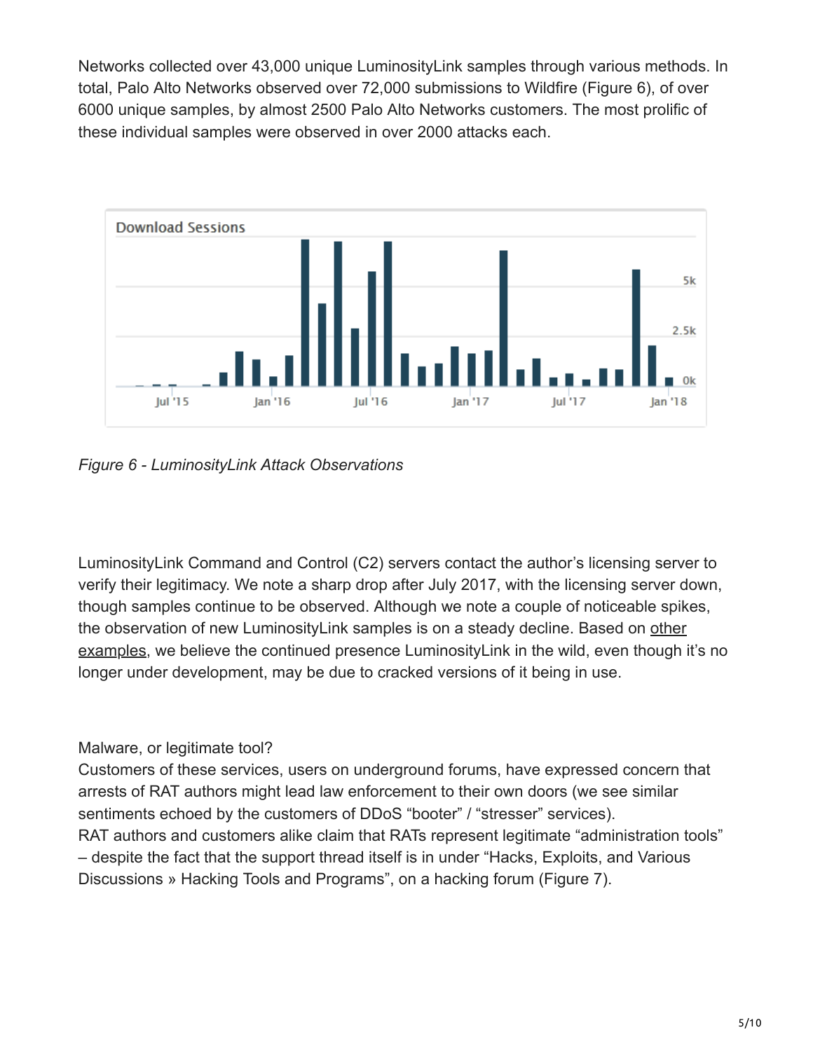Networks collected over 43,000 unique LuminosityLink samples through various methods. In total, Palo Alto Networks observed over 72,000 submissions to Wildfire (Figure 6), of over 6000 unique samples, by almost 2500 Palo Alto Networks customers. The most prolific of these individual samples were observed in over 2000 attacks each.

*Figure 6 - LuminosityLink Attack Observations*

LuminosityLink Command and Control (C2) servers contact the author's licensing server to verify their legitimacy. We note a sharp drop after July 2017, with the licensing server down, though samples continue to be observed. Although we note a couple of noticeable spikes, the observation of new LuminosityLink samples is on a steady decline. Based on other examples, we believe the continued presence LuminosityLink in the wild, even though it's no longer under development, may be due to cracked versions of it being in use.

## Malware, or legitimate tool?

Customers of these services, users on underground forums, have expressed concern that arrests of RAT authors might lead law enforcement to their own doors (we see similar sentiments echoed by the customers of DDoS "booter" / "stresser" services).
RAT authors and customers alike claim that RATs represent legitimate "administration tools" – despite the fact that the support thread itself is in under "Hacks, Exploits, and Various Discussions » Hacking Tools and Programs", on a hacking forum (Figure 7).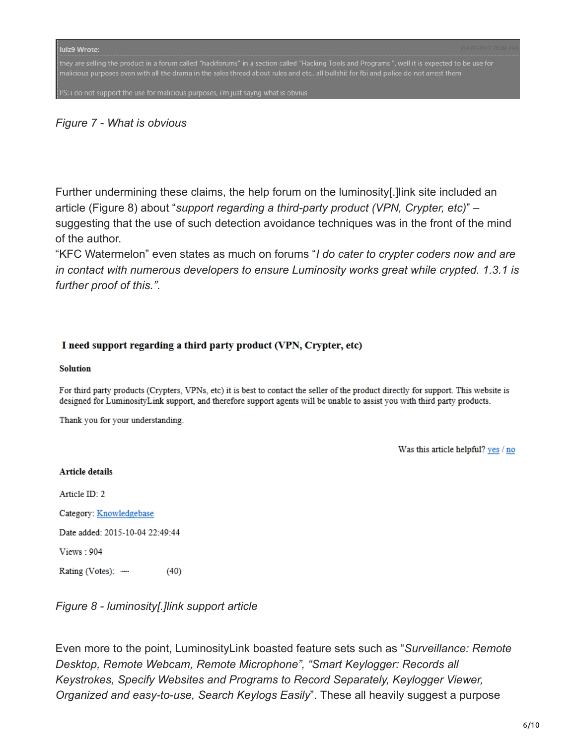luiz9 Wrote:

they are selling the product in a forum called "hackforums" in a section called "Hacking Tools and Programs ", well it is expected to be use for malicious purposes even with all the drama in the sales thread about rules and etc.. all bullshit for fbi and police do not arrest them.

PS: i do not support the use for malicious purposes, i'm just sayng what is obvius

*Figure 7 - What is obvious*

Further undermining these claims, the help forum on the luminosity[.]link site included an article (Figure 8) about "*support regarding a third-party product (VPN, Crypter, etc)*" – suggesting that the use of such detection avoidance techniques was in the front of the mind of the author.

"KFC Watermelon" even states as much on forums "*I do cater to crypter coders now and are in contact with numerous developers to ensure Luminosity works great while crypted. 1.3.1 is further proof of this.*".

**I need support regarding a third party product (VPN, Crypter, etc)**

**Solution**

For third party products (Crypters, VPNs, etc) it is best to contact the seller of the product directly for support. This website is designed for LuminosityLink support, and therefore support agents will be unable to assist you with third party products.

Thank you for your understanding.

Was this article helpful? yes / no

**Article details**

Article ID: 2

Category: Knowledgebase

Date added: 2015-10-04 22:49:44

Views : 904

Rating (Votes): (40)

*Figure 8 - luminosity[.]link support article*

Even more to the point, LuminosityLink boasted feature sets such as "*Surveillance: Remote Desktop, Remote Webcam, Remote Microphone*", "*Smart Keylogger: Records all Keystrokes, Specify Websites and Programs to Record Separately, Keylogger Viewer, Organized and easy-to-use, Search Keylogs Easily*". These all heavily suggest a purpose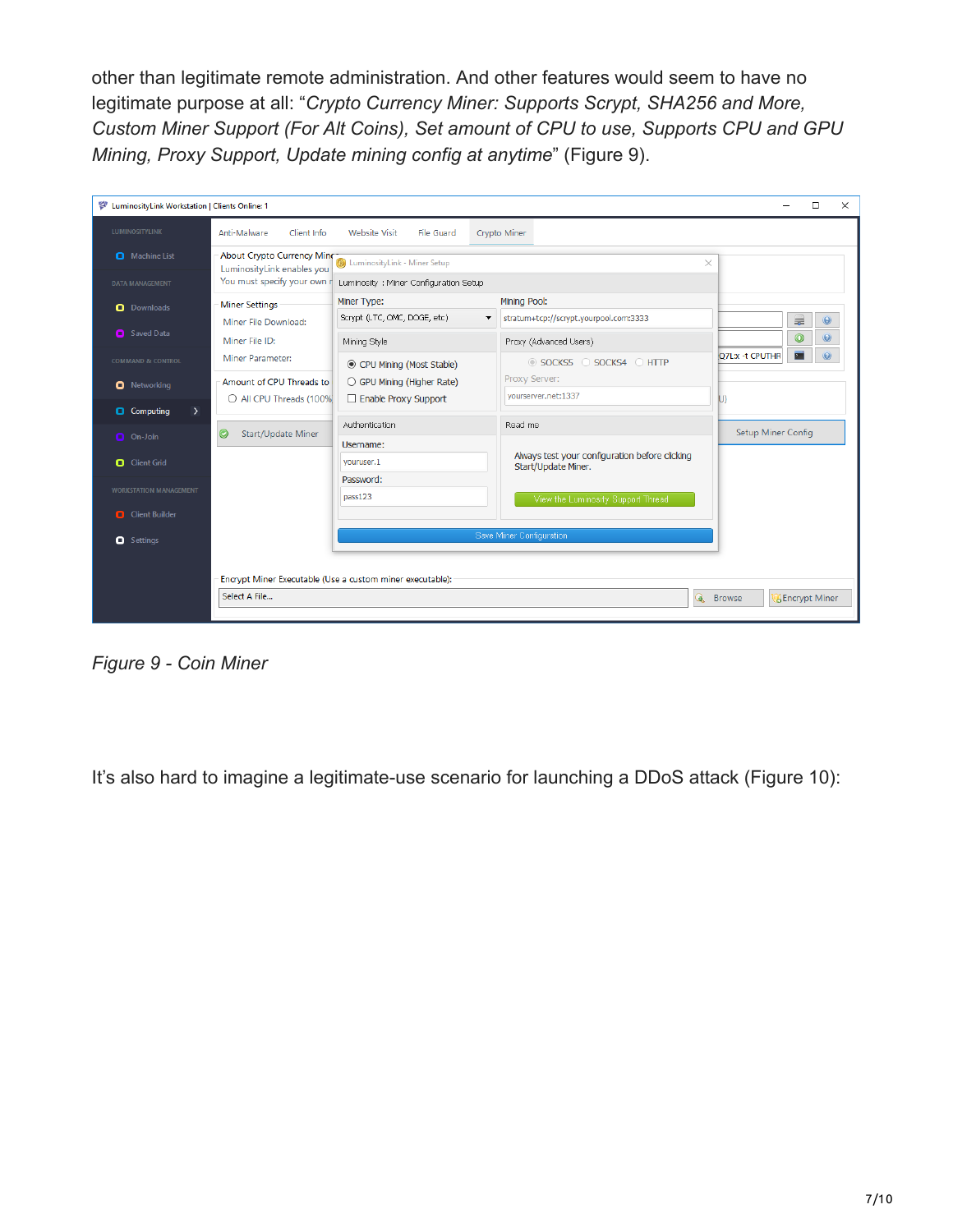other than legitimate remote administration. And other features would seem to have no legitimate purpose at all: "*Crypto Currency Miner: Supports Scrypt, SHA256 and More, Custom Miner Support (For Alt Coins), Set amount of CPU to use, Supports CPU and GPU Mining, Proxy Support, Update mining config at anytime*" (Figure 9).

*Figure 9 - Coin Miner*

It's also hard to imagine a legitimate-use scenario for launching a DDoS attack (Figure 10):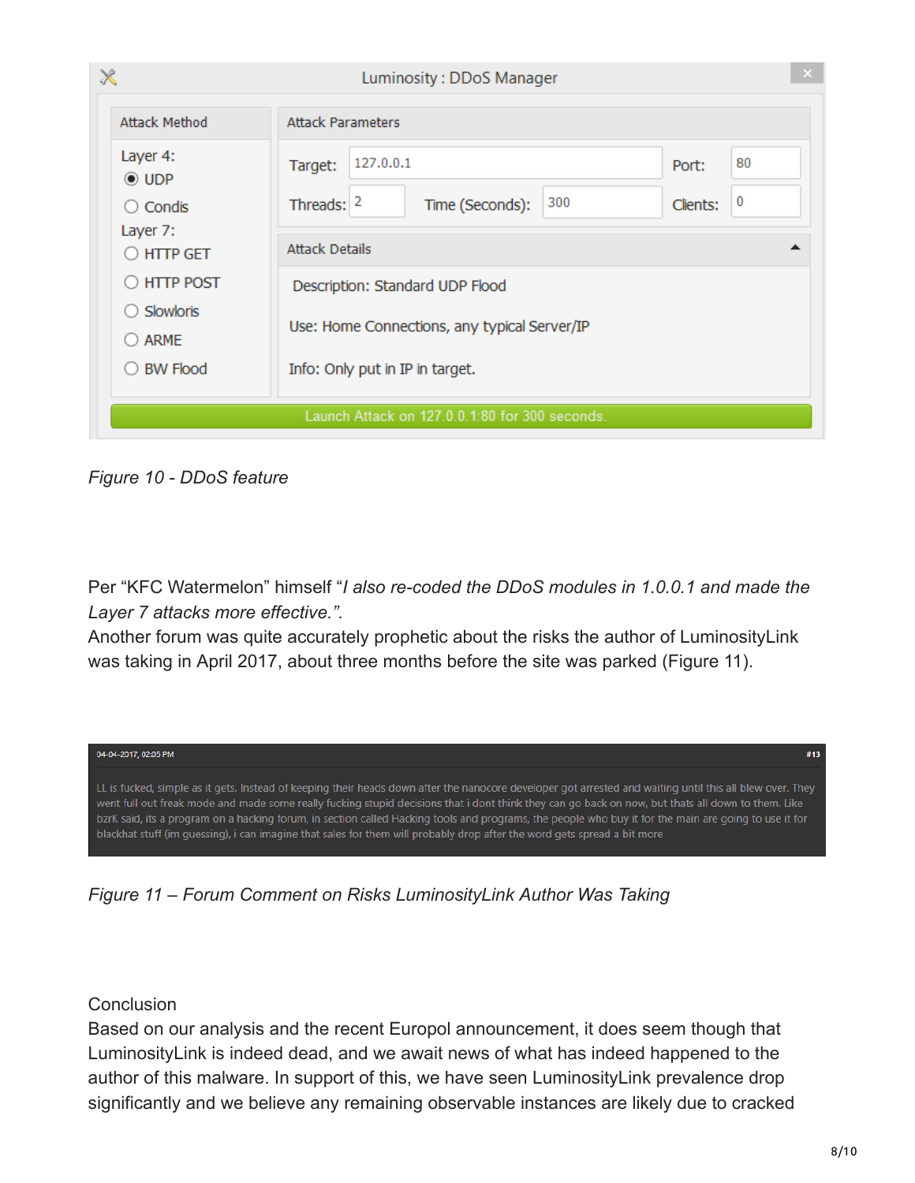Figure 10 - DDoS feature

Per “KFC Watermelon” himself “*I also re-coded the DDoS modules in 1.0.0.1 and made the Layer 7 attacks more effective.”.*

Another forum was quite accurately prophetic about the risks the author of LuminosityLink was taking in April 2017, about three months before the site was parked (Figure 11).

Figure 11 – Forum Comment on Risks LuminosityLink Author Was Taking

Conclusion

Based on our analysis and the recent Europol announcement, it does seem though that LuminosityLink is indeed dead, and we await news of what has indeed happened to the author of this malware. In support of this, we have seen LuminosityLink prevalence drop significantly and we believe any remaining observable instances are likely due to cracked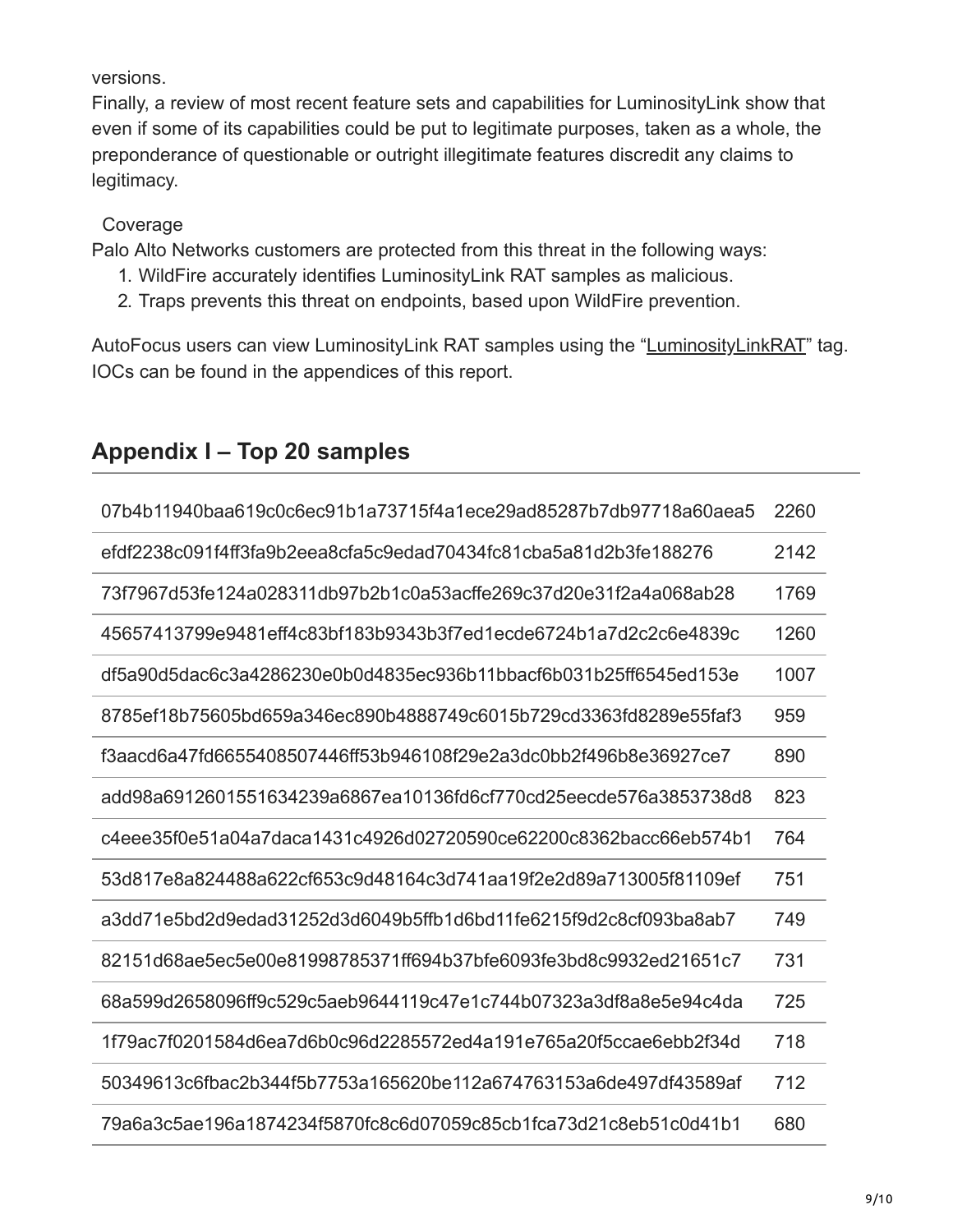versions.
Finally, a review of most recent feature sets and capabilities for LuminosityLink show that even if some of its capabilities could be put to legitimate purposes, taken as a whole, the preponderance of questionable or outright illegitimate features discredit any claims to legitimacy.

Coverage

Palo Alto Networks customers are protected from this threat in the following ways:

1. WildFire accurately identifies LuminosityLink RAT samples as malicious.
2. Traps prevents this threat on endpoints, based upon WildFire prevention.

AutoFocus users can view LuminosityLink RAT samples using the "LuminosityLinkRAT" tag. IOCs can be found in the appendices of this report.

## Appendix I – Top 20 samples

| | |
|---|---|
| 07b4b11940baa619c0c6ec91b1a73715f4a1ece29ad85287b7db97718a60aea5 | 2260 |
| efdf2238c091f4ff3fa9b2eea8cfa5c9edad70434fc81cba5a81d2b3fe188276 | 2142 |
| 73f7967d53fe124a028311db97b2b1c0a53acffe269c37d20e31f2a4a068ab28 | 1769 |
| 45657413799e9481eff4c83bf183b9343b3f7ed1ecde6724b1a7d2c2c6e4839c | 1260 |
| df5a90d5dac6c3a4286230e0b0d4835ec936b11bbacf6b031b25ff6545ed153e | 1007 |
| 8785ef18b75605bd659a346ec890b4888749c6015b729cd3363fd8289e55faf3 | 959 |
| f3aacd6a47fd6655408507446ff53b946108f29e2a3dc0bb2f496b8e36927ce7 | 890 |
| add98a6912601551634239a6867ea10136fd6cf770cd25eecde576a3853738d8 | 823 |
| c4eee35f0e51a04a7daca1431c4926d02720590ce62200c8362bacc66eb574b1 | 764 |
| 53d817e8a824488a622cf653c9d48164c3d741aa19f2e2d89a713005f81109ef | 751 |
| a3dd71e5bd2d9edad31252d3d6049b5ffb1d6bd11fe6215f9d2c8cf093ba8ab7 | 749 |
| 82151d68ae5ec5e00e81998785371ff694b37bfe6093fe3bd8c9932ed21651c7 | 731 |
| 68a599d2658096ff9c529c5aeb9644119c47e1c744b07323a3df8a8e5e94c4da | 725 |
| 1f79ac7f0201584d6ea7d6b0c96d2285572ed4a191e765a20f5ccae6ebb2f34d | 718 |
| 50349613c6fbac2b344f5b7753a165620be112a674763153a6de497df43589af | 712 |
| 79a6a3c5ae196a1874234f5870fc8c6d07059c85cb1fca73d21c8eb51c0d41b1 | 680 |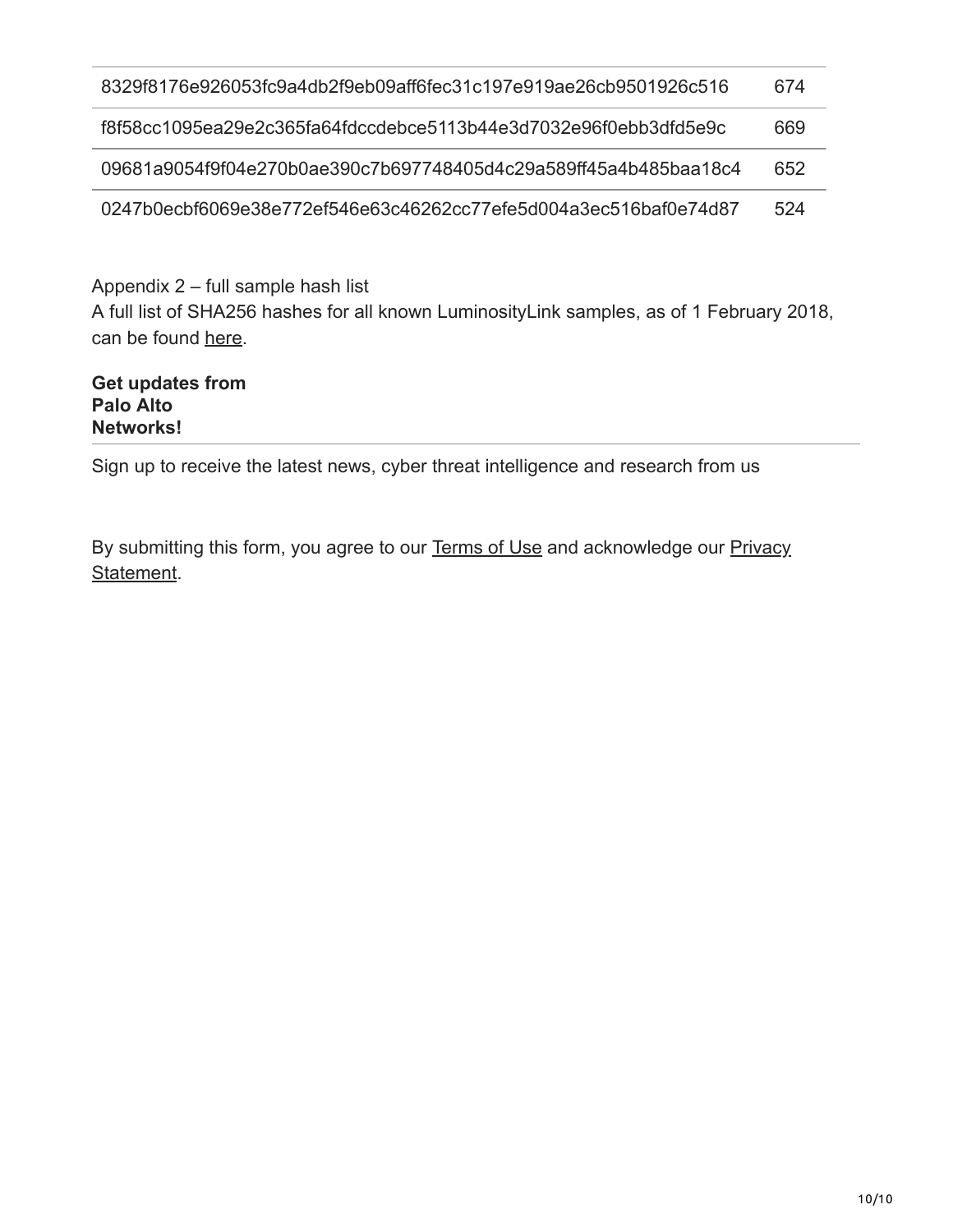| | |
|---|---|
| 8329f8176e926053fc9a4db2f9eb09aff6fec31c197e919ae26cb9501926c516 | 674 |
| f8f58cc1095ea29e2c365fa64fdccdebce5113b44e3d7032e96f0ebb3dfd5e9c | 669 |
| 09681a9054f9f04e270b0ae390c7b697748405d4c29a589ff45a4b485baa18c4 | 652 |
| 0247b0ecbf6069e38e772ef546e63c46262cc77efe5d004a3ec516baf0e74d87 | 524 |

Appendix 2 – full sample hash list

A full list of SHA256 hashes for all known LuminosityLink samples, as of 1 February 2018, can be found here.

**Get updates from Palo Alto Networks!**

Sign up to receive the latest news, cyber threat intelligence and research from us

By submitting this form, you agree to our Terms of Use and acknowledge our Privacy Statement.